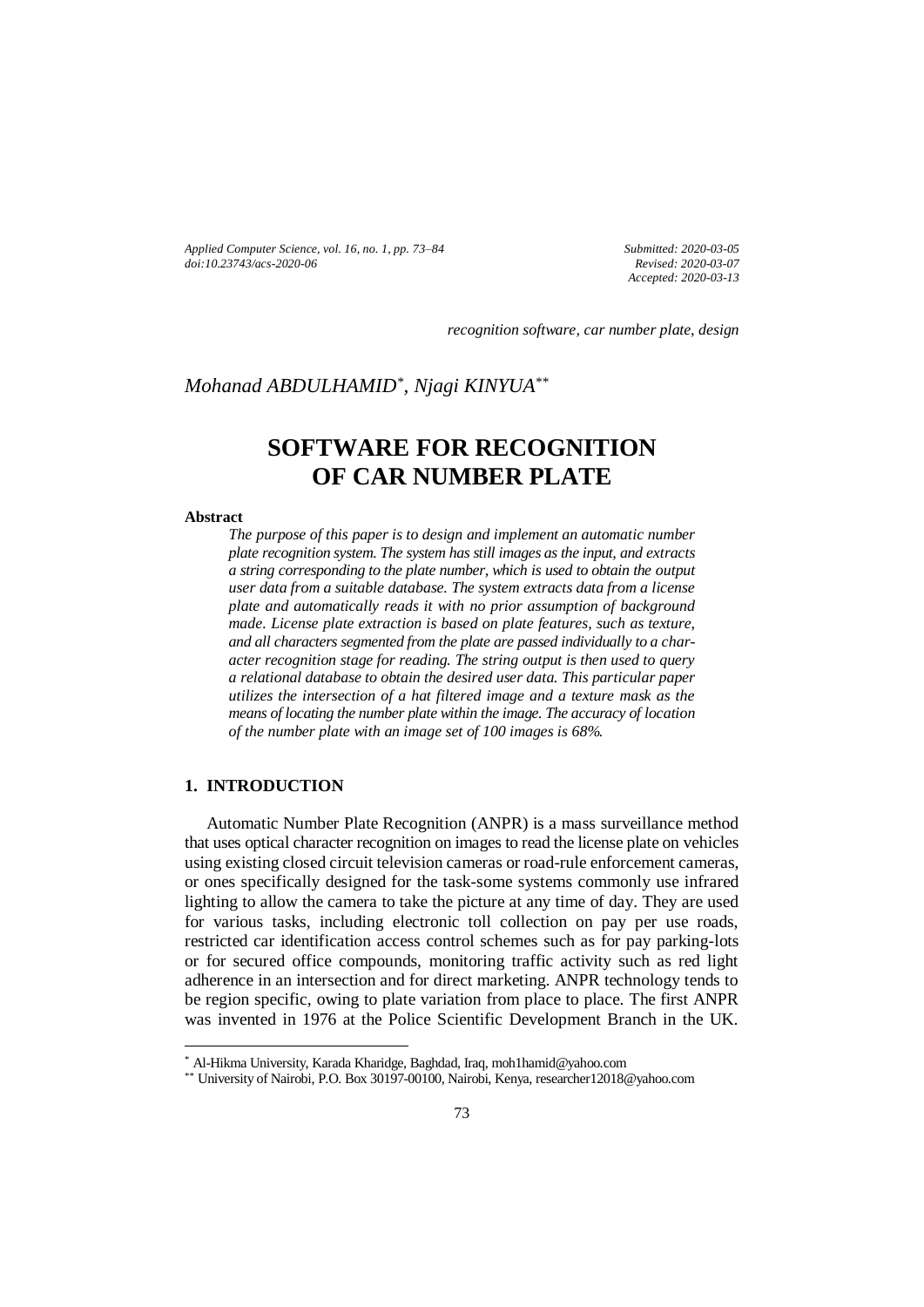*Applied Computer Science, vol. 16, no. 1, pp. 73–84*
*doi:10.23743/acs-2020-06*

*Submitted: 2020-03-05*
*Revised: 2020-03-07*
*Accepted: 2020-03-13*

*recognition software, car number plate, design*

*Mohanad ABDULHAMID*[*]*, Njagi KINYUA*[**]

# SOFTWARE FOR RECOGNITION OF CAR NUMBER PLATE

**Abstract**

*The purpose of this paper is to design and implement an automatic number plate recognition system. The system has still images as the input, and extracts a string corresponding to the plate number, which is used to obtain the output user data from a suitable database. The system extracts data from a license plate and automatically reads it with no prior assumption of background made. License plate extraction is based on plate features, such as texture, and all characters segmented from the plate are passed individually to a character recognition stage for reading. The string output is then used to query a relational database to obtain the desired user data. This particular paper utilizes the intersection of a hat filtered image and a texture mask as the means of locating the number plate within the image. The accuracy of location of the number plate with an image set of 100 images is 68%.*

## 1. INTRODUCTION

Automatic Number Plate Recognition (ANPR) is a mass surveillance method that uses optical character recognition on images to read the license plate on vehicles using existing closed circuit television cameras or road-rule enforcement cameras, or ones specifically designed for the task-some systems commonly use infrared lighting to allow the camera to take the picture at any time of day. They are used for various tasks, including electronic toll collection on pay per use roads, restricted car identification access control schemes such as for pay parking-lots or for secured office compounds, monitoring traffic activity such as red light adherence in an intersection and for direct marketing. ANPR technology tends to be region specific, owing to plate variation from place to place. The first ANPR was invented in 1976 at the Police Scientific Development Branch in the UK.

[*] Al-Hikma University, Karada Kharidge, Baghdad, Iraq, moh1hamid@yahoo.com
[**] University of Nairobi, P.O. Box 30197-00100, Nairobi, Kenya, researcher12018@yahoo.com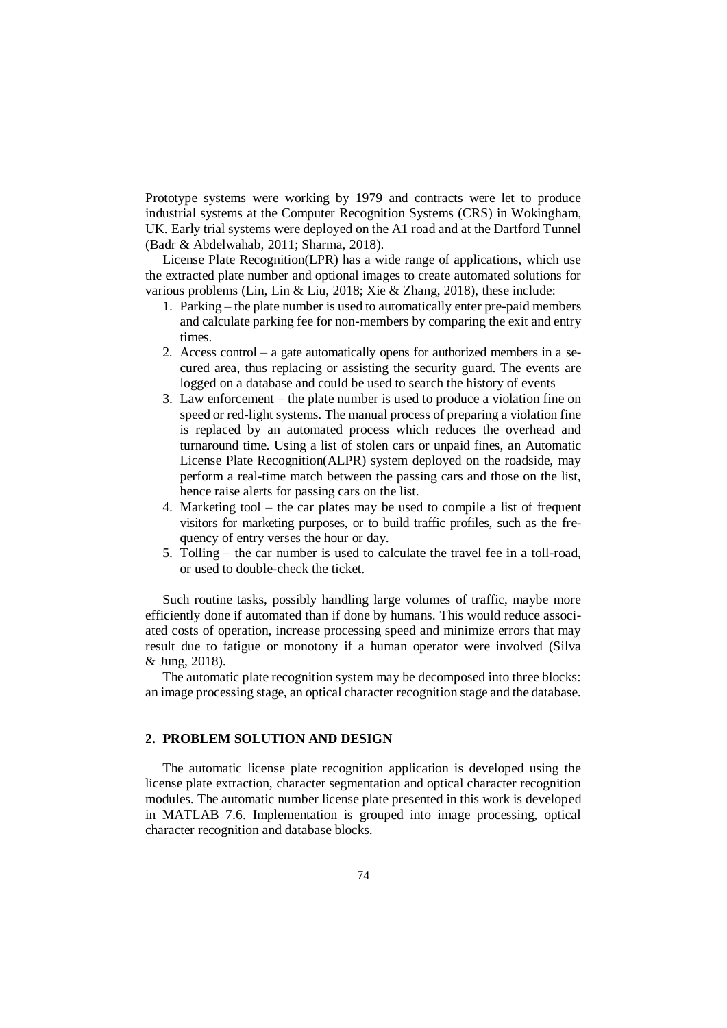Prototype systems were working by 1979 and contracts were let to produce industrial systems at the Computer Recognition Systems (CRS) in Wokingham, UK. Early trial systems were deployed on the A1 road and at the Dartford Tunnel (Badr & Abdelwahab, 2011; Sharma, 2018).

License Plate Recognition(LPR) has a wide range of applications, which use the extracted plate number and optional images to create automated solutions for various problems (Lin, Lin & Liu, 2018; Xie & Zhang, 2018), these include:

1. Parking – the plate number is used to automatically enter pre-paid members and calculate parking fee for non-members by comparing the exit and entry times.
2. Access control – a gate automatically opens for authorized members in a secured area, thus replacing or assisting the security guard. The events are logged on a database and could be used to search the history of events
3. Law enforcement – the plate number is used to produce a violation fine on speed or red-light systems. The manual process of preparing a violation fine is replaced by an automated process which reduces the overhead and turnaround time. Using a list of stolen cars or unpaid fines, an Automatic License Plate Recognition(ALPR) system deployed on the roadside, may perform a real-time match between the passing cars and those on the list, hence raise alerts for passing cars on the list.
4. Marketing tool – the car plates may be used to compile a list of frequent visitors for marketing purposes, or to build traffic profiles, such as the frequency of entry verses the hour or day.
5. Tolling – the car number is used to calculate the travel fee in a toll-road, or used to double-check the ticket.

Such routine tasks, possibly handling large volumes of traffic, maybe more efficiently done if automated than if done by humans. This would reduce associated costs of operation, increase processing speed and minimize errors that may result due to fatigue or monotony if a human operator were involved (Silva & Jung, 2018).

The automatic plate recognition system may be decomposed into three blocks: an image processing stage, an optical character recognition stage and the database.

## 2. PROBLEM SOLUTION AND DESIGN

The automatic license plate recognition application is developed using the license plate extraction, character segmentation and optical character recognition modules. The automatic number license plate presented in this work is developed in MATLAB 7.6. Implementation is grouped into image processing, optical character recognition and database blocks.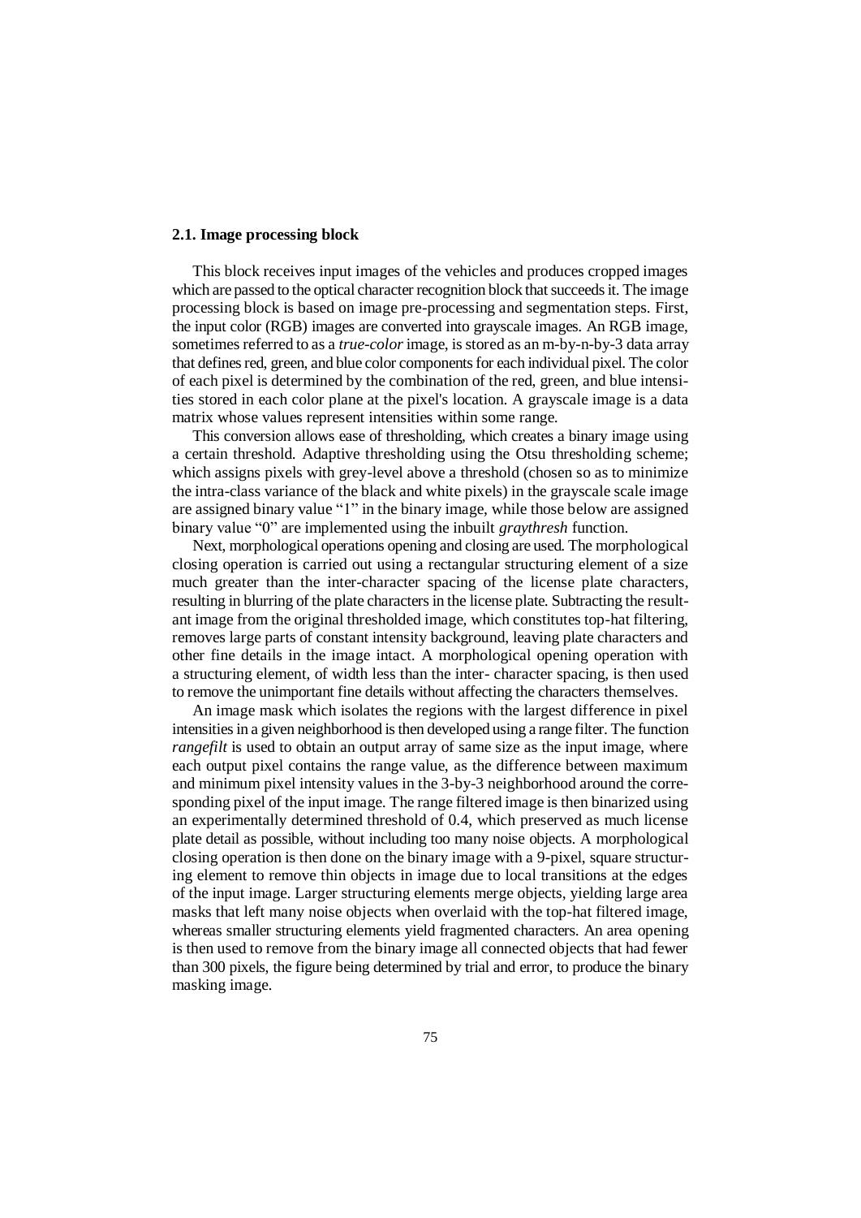### 2.1. Image processing block

This block receives input images of the vehicles and produces cropped images which are passed to the optical character recognition block that succeeds it. The image processing block is based on image pre-processing and segmentation steps. First, the input color (RGB) images are converted into grayscale images. An RGB image, sometimes referred to as a *true-color* image, is stored as an m-by-n-by-3 data array that defines red, green, and blue color components for each individual pixel. The color of each pixel is determined by the combination of the red, green, and blue intensities stored in each color plane at the pixel's location. A grayscale image is a data matrix whose values represent intensities within some range.

This conversion allows ease of thresholding, which creates a binary image using a certain threshold. Adaptive thresholding using the Otsu thresholding scheme; which assigns pixels with grey-level above a threshold (chosen so as to minimize the intra-class variance of the black and white pixels) in the grayscale scale image are assigned binary value "1" in the binary image, while those below are assigned binary value "0" are implemented using the inbuilt *graythresh* function.

Next, morphological operations opening and closing are used. The morphological closing operation is carried out using a rectangular structuring element of a size much greater than the inter-character spacing of the license plate characters, resulting in blurring of the plate characters in the license plate. Subtracting the resultant image from the original thresholded image, which constitutes top-hat filtering, removes large parts of constant intensity background, leaving plate characters and other fine details in the image intact. A morphological opening operation with a structuring element, of width less than the inter- character spacing, is then used to remove the unimportant fine details without affecting the characters themselves.

An image mask which isolates the regions with the largest difference in pixel intensities in a given neighborhood is then developed using a range filter. The function *rangefilt* is used to obtain an output array of same size as the input image, where each output pixel contains the range value, as the difference between maximum and minimum pixel intensity values in the 3-by-3 neighborhood around the corresponding pixel of the input image. The range filtered image is then binarized using an experimentally determined threshold of 0.4, which preserved as much license plate detail as possible, without including too many noise objects. A morphological closing operation is then done on the binary image with a 9-pixel, square structuring element to remove thin objects in image due to local transitions at the edges of the input image. Larger structuring elements merge objects, yielding large area masks that left many noise objects when overlaid with the top-hat filtered image, whereas smaller structuring elements yield fragmented characters. An area opening is then used to remove from the binary image all connected objects that had fewer than 300 pixels, the figure being determined by trial and error, to produce the binary masking image.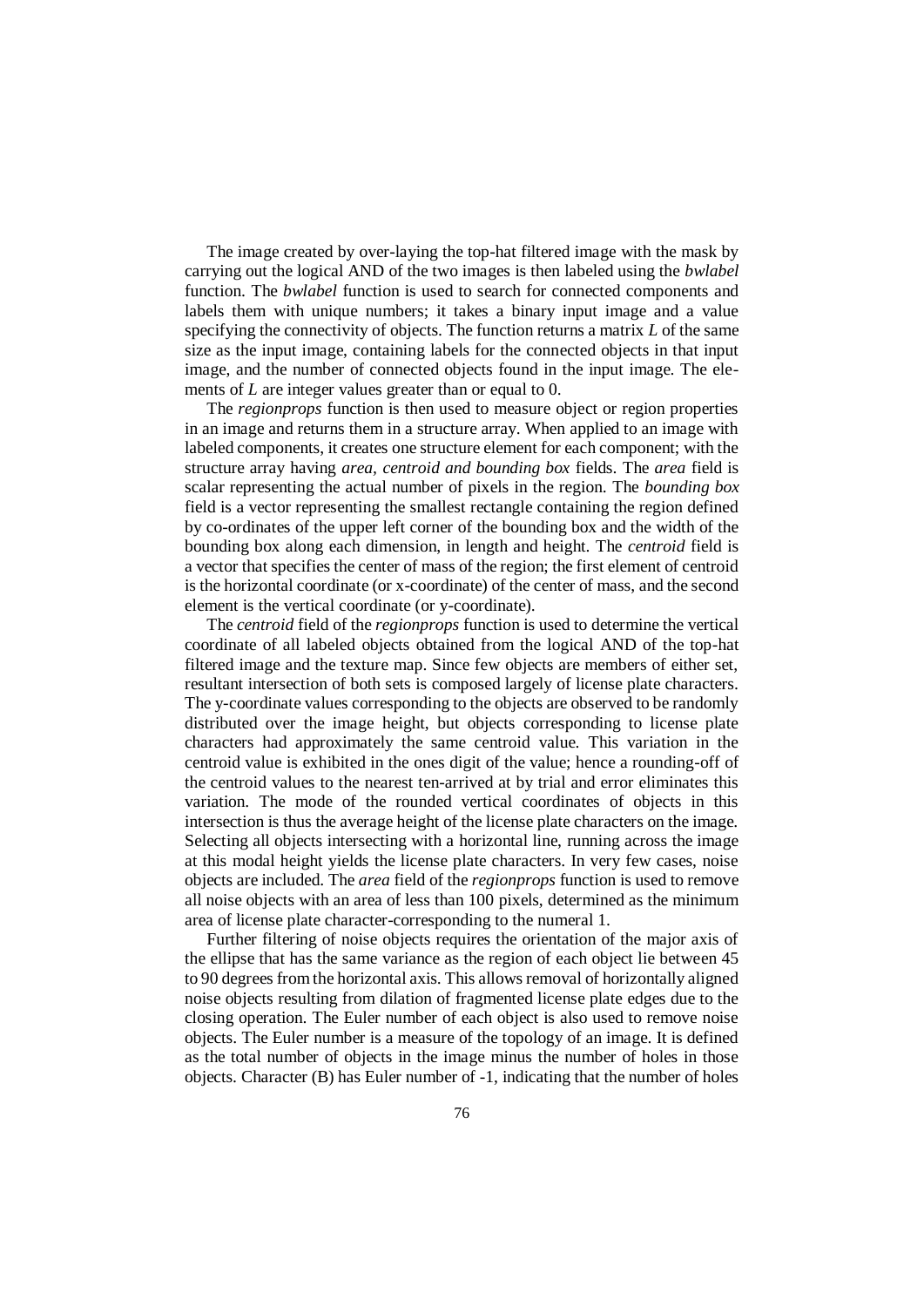The image created by over-laying the top-hat filtered image with the mask by carrying out the logical AND of the two images is then labeled using the *bwlabel* function. The *bwlabel* function is used to search for connected components and labels them with unique numbers; it takes a binary input image and a value specifying the connectivity of objects. The function returns a matrix *L* of the same size as the input image, containing labels for the connected objects in that input image, and the number of connected objects found in the input image. The elements of *L* are integer values greater than or equal to 0.

The *regionprops* function is then used to measure object or region properties in an image and returns them in a structure array. When applied to an image with labeled components, it creates one structure element for each component; with the structure array having *area, centroid and bounding box* fields. The *area* field is scalar representing the actual number of pixels in the region. The *bounding box* field is a vector representing the smallest rectangle containing the region defined by co-ordinates of the upper left corner of the bounding box and the width of the bounding box along each dimension, in length and height. The *centroid* field is a vector that specifies the center of mass of the region; the first element of centroid is the horizontal coordinate (or x-coordinate) of the center of mass, and the second element is the vertical coordinate (or y-coordinate).

The *centroid* field of the *regionprops* function is used to determine the vertical coordinate of all labeled objects obtained from the logical AND of the top-hat filtered image and the texture map. Since few objects are members of either set, resultant intersection of both sets is composed largely of license plate characters. The y-coordinate values corresponding to the objects are observed to be randomly distributed over the image height, but objects corresponding to license plate characters had approximately the same centroid value. This variation in the centroid value is exhibited in the ones digit of the value; hence a rounding-off of the centroid values to the nearest ten-arrived at by trial and error eliminates this variation. The mode of the rounded vertical coordinates of objects in this intersection is thus the average height of the license plate characters on the image. Selecting all objects intersecting with a horizontal line, running across the image at this modal height yields the license plate characters. In very few cases, noise objects are included. The *area* field of the *regionprops* function is used to remove all noise objects with an area of less than 100 pixels, determined as the minimum area of license plate character-corresponding to the numeral 1.

Further filtering of noise objects requires the orientation of the major axis of the ellipse that has the same variance as the region of each object lie between 45 to 90 degrees from the horizontal axis. This allows removal of horizontally aligned noise objects resulting from dilation of fragmented license plate edges due to the closing operation. The Euler number of each object is also used to remove noise objects. The Euler number is a measure of the topology of an image. It is defined as the total number of objects in the image minus the number of holes in those objects. Character (B) has Euler number of -1, indicating that the number of holes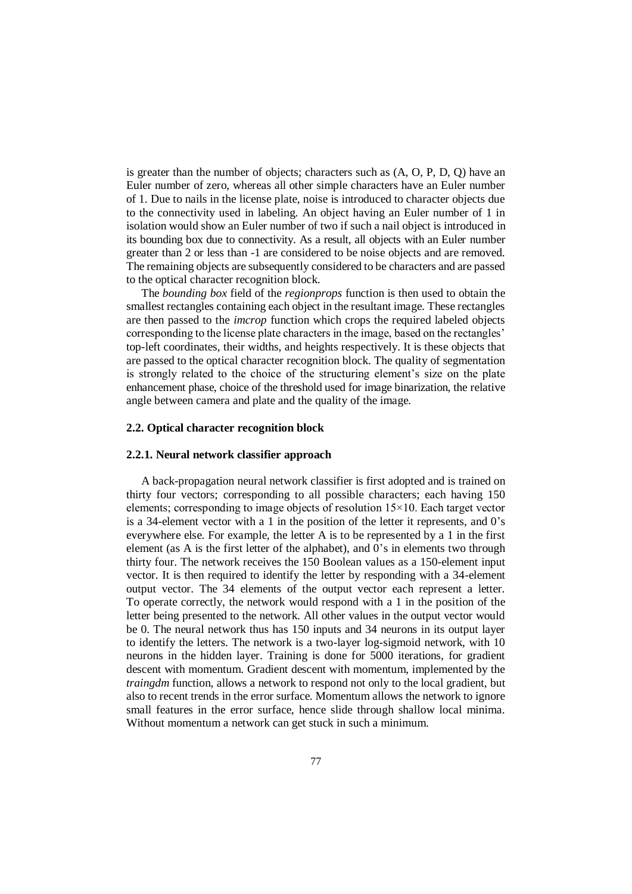is greater than the number of objects; characters such as (A, O, P, D, Q) have an Euler number of zero, whereas all other simple characters have an Euler number of 1. Due to nails in the license plate, noise is introduced to character objects due to the connectivity used in labeling. An object having an Euler number of 1 in isolation would show an Euler number of two if such a nail object is introduced in its bounding box due to connectivity. As a result, all objects with an Euler number greater than 2 or less than -1 are considered to be noise objects and are removed. The remaining objects are subsequently considered to be characters and are passed to the optical character recognition block.

The *bounding box* field of the *regionprops* function is then used to obtain the smallest rectangles containing each object in the resultant image. These rectangles are then passed to the *imcrop* function which crops the required labeled objects corresponding to the license plate characters in the image, based on the rectangles' top-left coordinates, their widths, and heights respectively. It is these objects that are passed to the optical character recognition block. The quality of segmentation is strongly related to the choice of the structuring element's size on the plate enhancement phase, choice of the threshold used for image binarization, the relative angle between camera and plate and the quality of the image.

### 2.2. Optical character recognition block

#### 2.2.1. Neural network classifier approach

A back-propagation neural network classifier is first adopted and is trained on thirty four vectors; corresponding to all possible characters; each having 150 elements; corresponding to image objects of resolution $15 \times 10$. Each target vector is a 34-element vector with a 1 in the position of the letter it represents, and 0's everywhere else. For example, the letter A is to be represented by a 1 in the first element (as A is the first letter of the alphabet), and 0's in elements two through thirty four. The network receives the 150 Boolean values as a 150-element input vector. It is then required to identify the letter by responding with a 34-element output vector. The 34 elements of the output vector each represent a letter. To operate correctly, the network would respond with a 1 in the position of the letter being presented to the network. All other values in the output vector would be 0. The neural network thus has 150 inputs and 34 neurons in its output layer to identify the letters. The network is a two-layer log-sigmoid network, with 10 neurons in the hidden layer. Training is done for 5000 iterations, for gradient descent with momentum. Gradient descent with momentum, implemented by the *traingdm* function, allows a network to respond not only to the local gradient, but also to recent trends in the error surface. Momentum allows the network to ignore small features in the error surface, hence slide through shallow local minima. Without momentum a network can get stuck in such a minimum.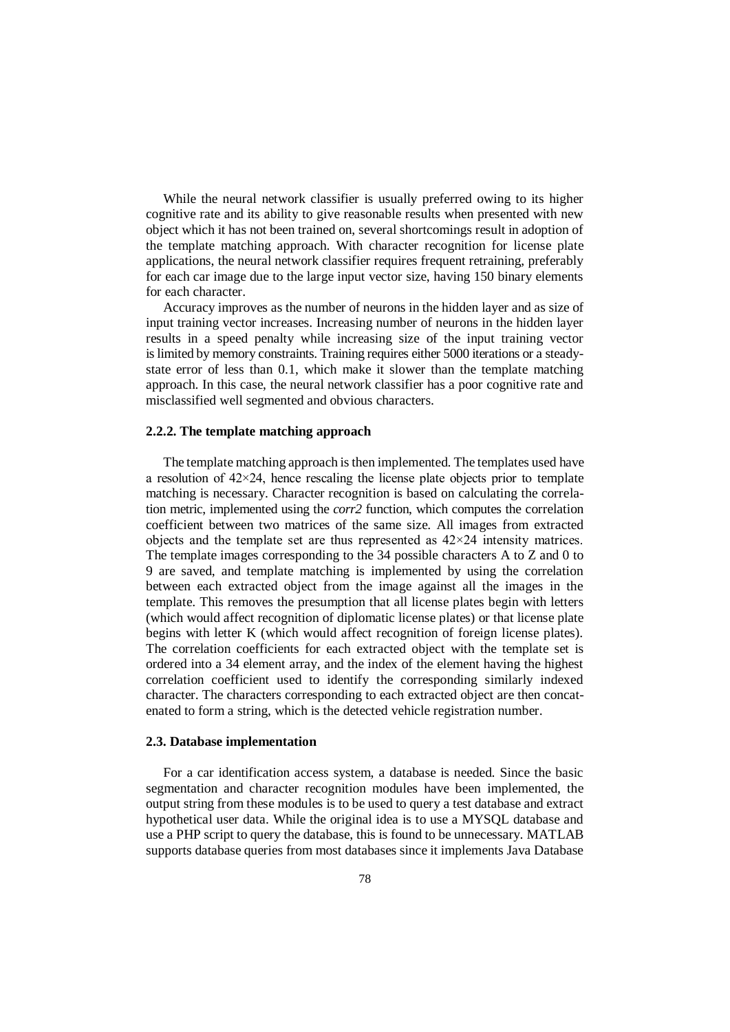While the neural network classifier is usually preferred owing to its higher cognitive rate and its ability to give reasonable results when presented with new object which it has not been trained on, several shortcomings result in adoption of the template matching approach. With character recognition for license plate applications, the neural network classifier requires frequent retraining, preferably for each car image due to the large input vector size, having 150 binary elements for each character.

Accuracy improves as the number of neurons in the hidden layer and as size of input training vector increases. Increasing number of neurons in the hidden layer results in a speed penalty while increasing size of the input training vector is limited by memory constraints. Training requires either 5000 iterations or a steady-state error of less than 0.1, which make it slower than the template matching approach. In this case, the neural network classifier has a poor cognitive rate and misclassified well segmented and obvious characters.

### 2.2.2. The template matching approach

The template matching approach is then implemented. The templates used have a resolution of 42×24, hence rescaling the license plate objects prior to template matching is necessary. Character recognition is based on calculating the correlation metric, implemented using the *corr2* function, which computes the correlation coefficient between two matrices of the same size. All images from extracted objects and the template set are thus represented as 42×24 intensity matrices. The template images corresponding to the 34 possible characters A to Z and 0 to 9 are saved, and template matching is implemented by using the correlation between each extracted object from the image against all the images in the template. This removes the presumption that all license plates begin with letters (which would affect recognition of diplomatic license plates) or that license plate begins with letter K (which would affect recognition of foreign license plates). The correlation coefficients for each extracted object with the template set is ordered into a 34 element array, and the index of the element having the highest correlation coefficient used to identify the corresponding similarly indexed character. The characters corresponding to each extracted object are then concatenated to form a string, which is the detected vehicle registration number.

### 2.3. Database implementation

For a car identification access system, a database is needed. Since the basic segmentation and character recognition modules have been implemented, the output string from these modules is to be used to query a test database and extract hypothetical user data. While the original idea is to use a MYSQL database and use a PHP script to query the database, this is found to be unnecessary. MATLAB supports database queries from most databases since it implements Java Database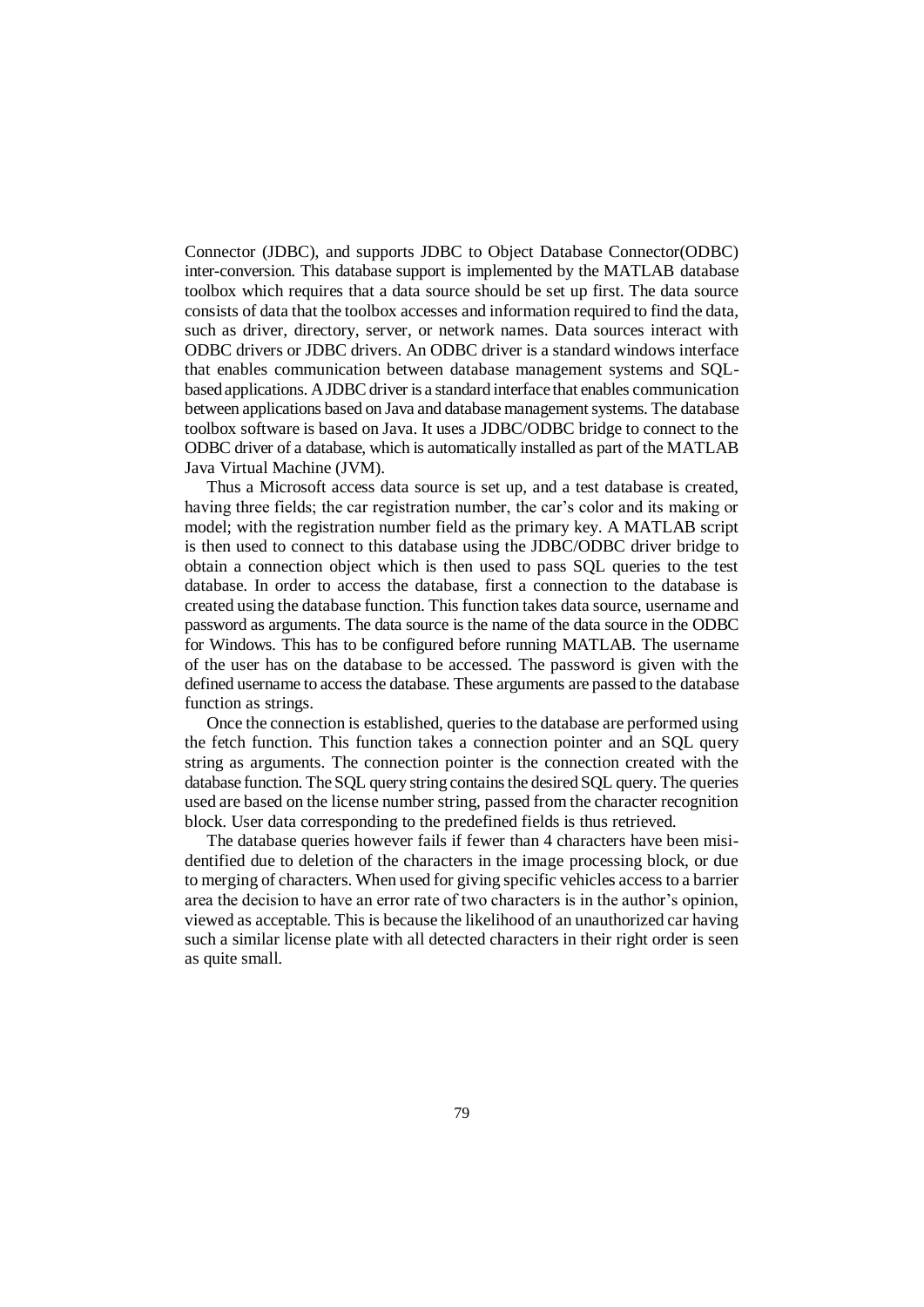Connector (JDBC), and supports JDBC to Object Database Connector(ODBC) inter-conversion. This database support is implemented by the MATLAB database toolbox which requires that a data source should be set up first. The data source consists of data that the toolbox accesses and information required to find the data, such as driver, directory, server, or network names. Data sources interact with ODBC drivers or JDBC drivers. An ODBC driver is a standard windows interface that enables communication between database management systems and SQL-based applications. A JDBC driver is a standard interface that enables communication between applications based on Java and database management systems. The database toolbox software is based on Java. It uses a JDBC/ODBC bridge to connect to the ODBC driver of a database, which is automatically installed as part of the MATLAB Java Virtual Machine (JVM).

Thus a Microsoft access data source is set up, and a test database is created, having three fields; the car registration number, the car's color and its making or model; with the registration number field as the primary key. A MATLAB script is then used to connect to this database using the JDBC/ODBC driver bridge to obtain a connection object which is then used to pass SQL queries to the test database. In order to access the database, first a connection to the database is created using the database function. This function takes data source, username and password as arguments. The data source is the name of the data source in the ODBC for Windows. This has to be configured before running MATLAB. The username of the user has on the database to be accessed. The password is given with the defined username to access the database. These arguments are passed to the database function as strings.

Once the connection is established, queries to the database are performed using the fetch function. This function takes a connection pointer and an SQL query string as arguments. The connection pointer is the connection created with the database function. The SQL query string contains the desired SQL query. The queries used are based on the license number string, passed from the character recognition block. User data corresponding to the predefined fields is thus retrieved.

The database queries however fails if fewer than 4 characters have been misidentified due to deletion of the characters in the image processing block, or due to merging of characters. When used for giving specific vehicles access to a barrier area the decision to have an error rate of two characters is in the author's opinion, viewed as acceptable. This is because the likelihood of an unauthorized car having such a similar license plate with all detected characters in their right order is seen as quite small.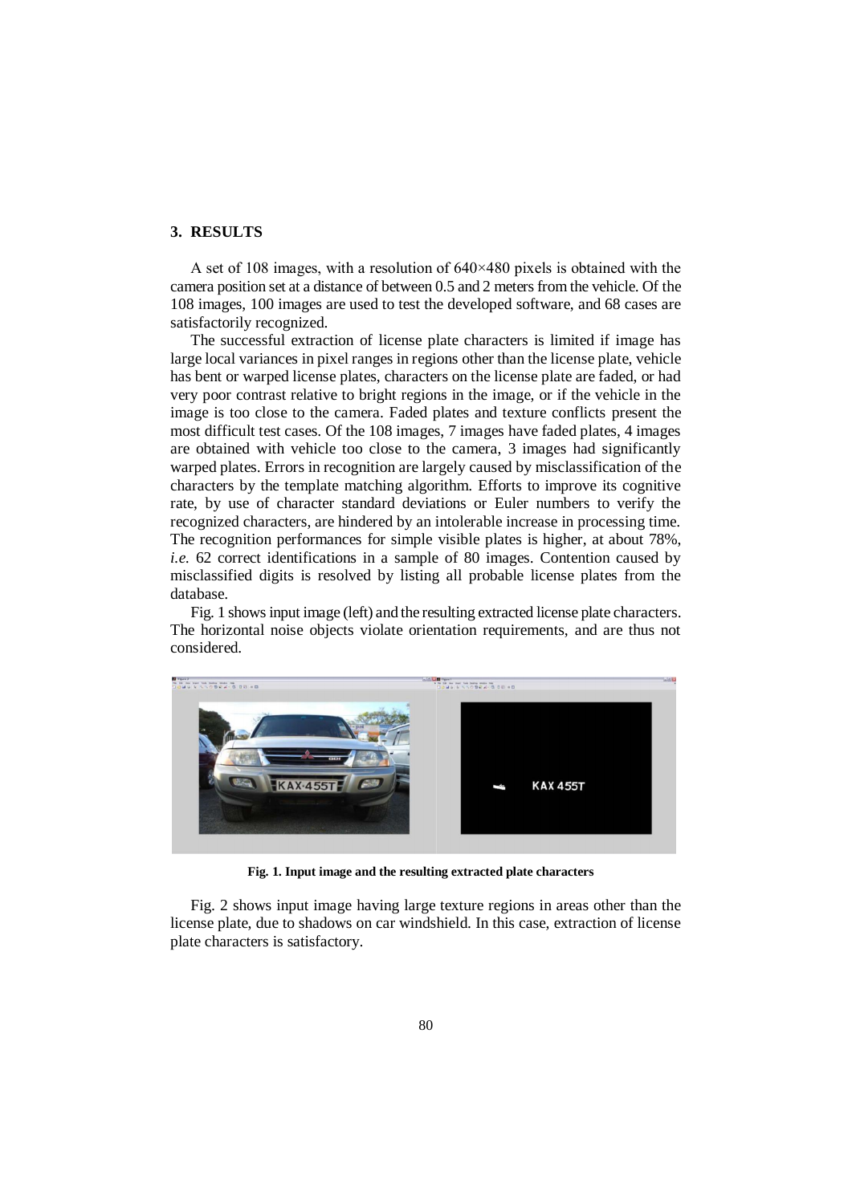## 3. RESULTS

A set of 108 images, with a resolution of 640×480 pixels is obtained with the camera position set at a distance of between 0.5 and 2 meters from the vehicle. Of the 108 images, 100 images are used to test the developed software, and 68 cases are satisfactorily recognized.

The successful extraction of license plate characters is limited if image has large local variances in pixel ranges in regions other than the license plate, vehicle has bent or warped license plates, characters on the license plate are faded, or had very poor contrast relative to bright regions in the image, or if the vehicle in the image is too close to the camera. Faded plates and texture conflicts present the most difficult test cases. Of the 108 images, 7 images have faded plates, 4 images are obtained with vehicle too close to the camera, 3 images had significantly warped plates. Errors in recognition are largely caused by misclassification of the characters by the template matching algorithm. Efforts to improve its cognitive rate, by use of character standard deviations or Euler numbers to verify the recognized characters, are hindered by an intolerable increase in processing time. The recognition performances for simple visible plates is higher, at about 78%, *i.e.* 62 correct identifications in a sample of 80 images. Contention caused by misclassified digits is resolved by listing all probable license plates from the database.

Fig. 1 shows input image (left) and the resulting extracted license plate characters. The horizontal noise objects violate orientation requirements, and are thus not considered.

**Fig. 1. Input image and the resulting extracted plate characters**

Fig. 2 shows input image having large texture regions in areas other than the license plate, due to shadows on car windshield. In this case, extraction of license plate characters is satisfactory.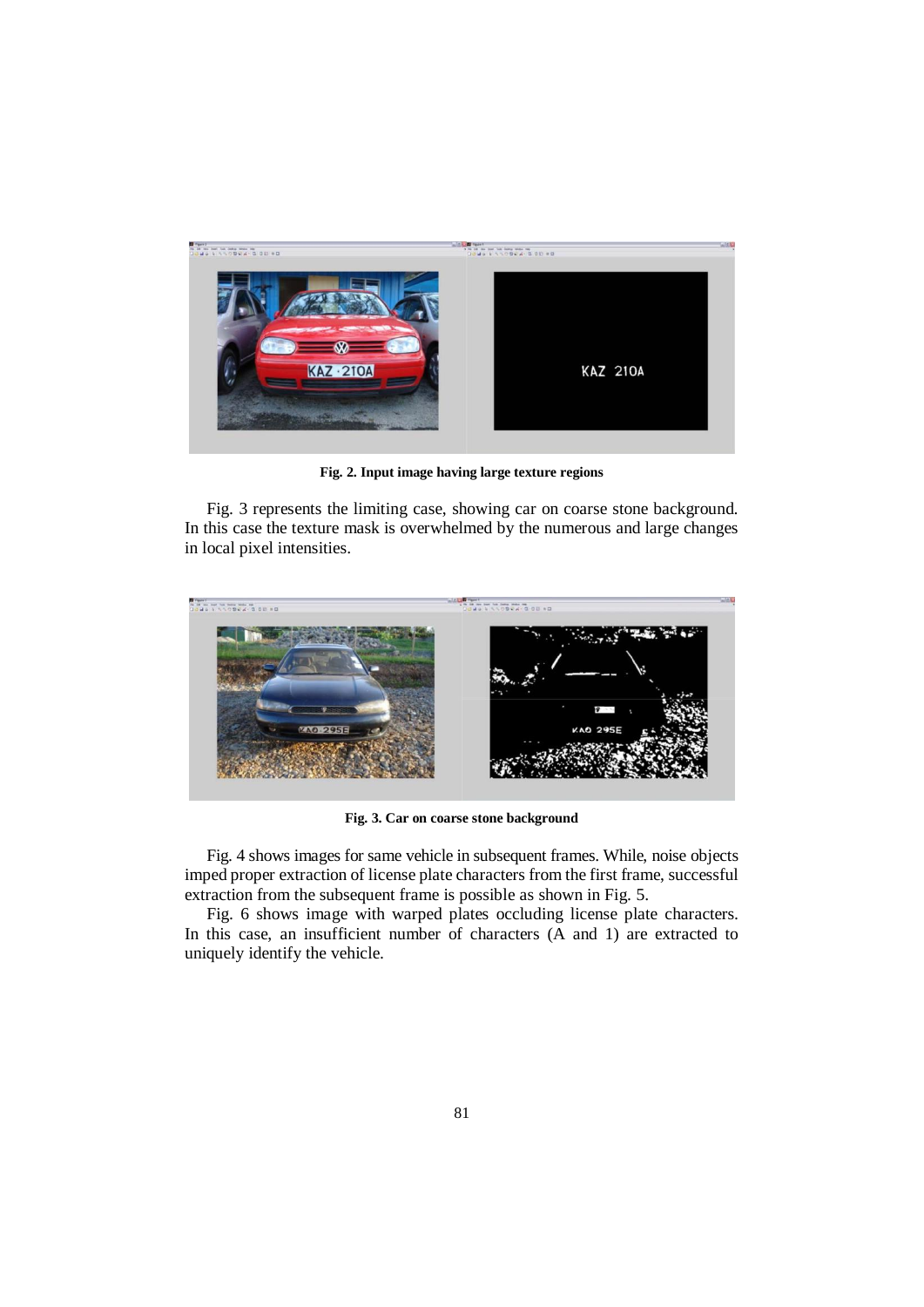**Fig. 2. Input image having large texture regions**

Fig. 3 represents the limiting case, showing car on coarse stone background. In this case the texture mask is overwhelmed by the numerous and large changes in local pixel intensities.

**Fig. 3. Car on coarse stone background**

Fig. 4 shows images for same vehicle in subsequent frames. While, noise objects imped proper extraction of license plate characters from the first frame, successful extraction from the subsequent frame is possible as shown in Fig. 5.

Fig. 6 shows image with warped plates occluding license plate characters. In this case, an insufficient number of characters (A and 1) are extracted to uniquely identify the vehicle.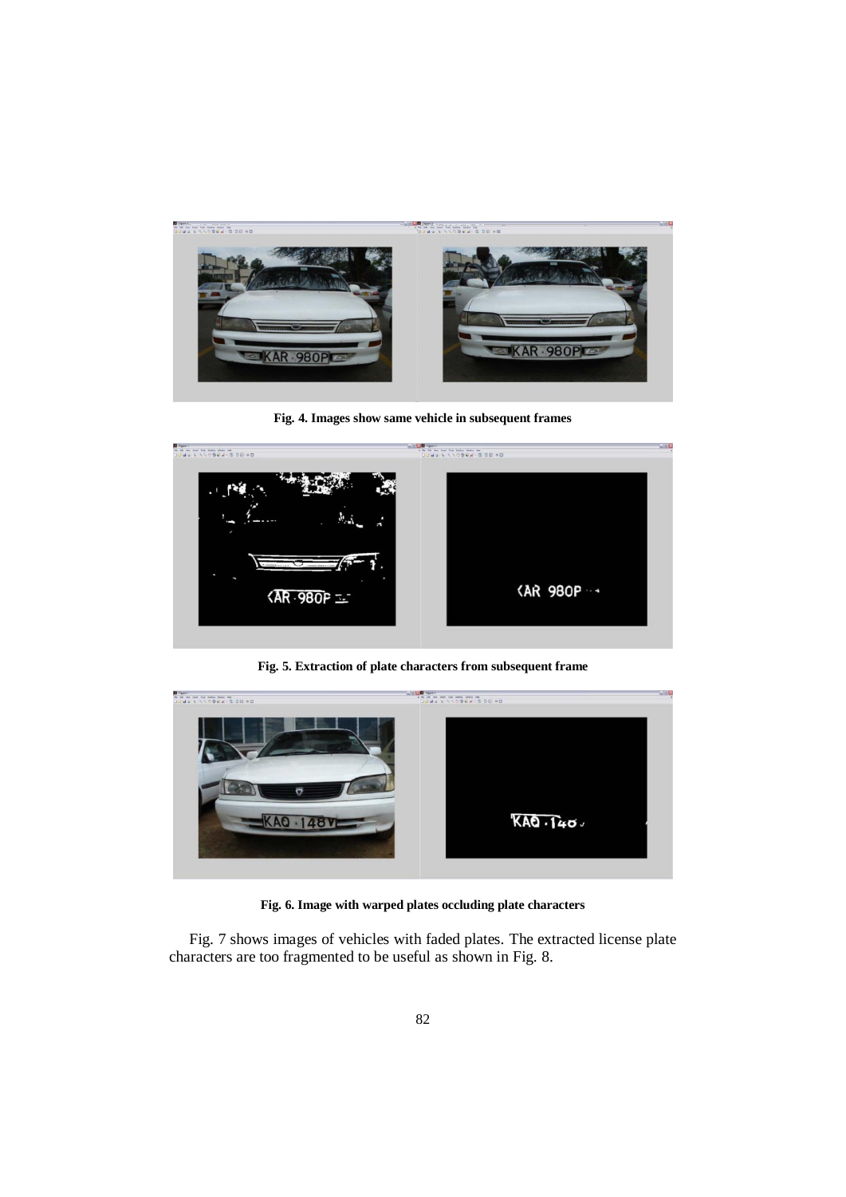Fig. 4. Images show same vehicle in subsequent frames

Fig. 5. Extraction of plate characters from subsequent frame

Fig. 6. Image with warped plates occluding plate characters

Fig. 7 shows images of vehicles with faded plates. The extracted license plate characters are too fragmented to be useful as shown in Fig. 8.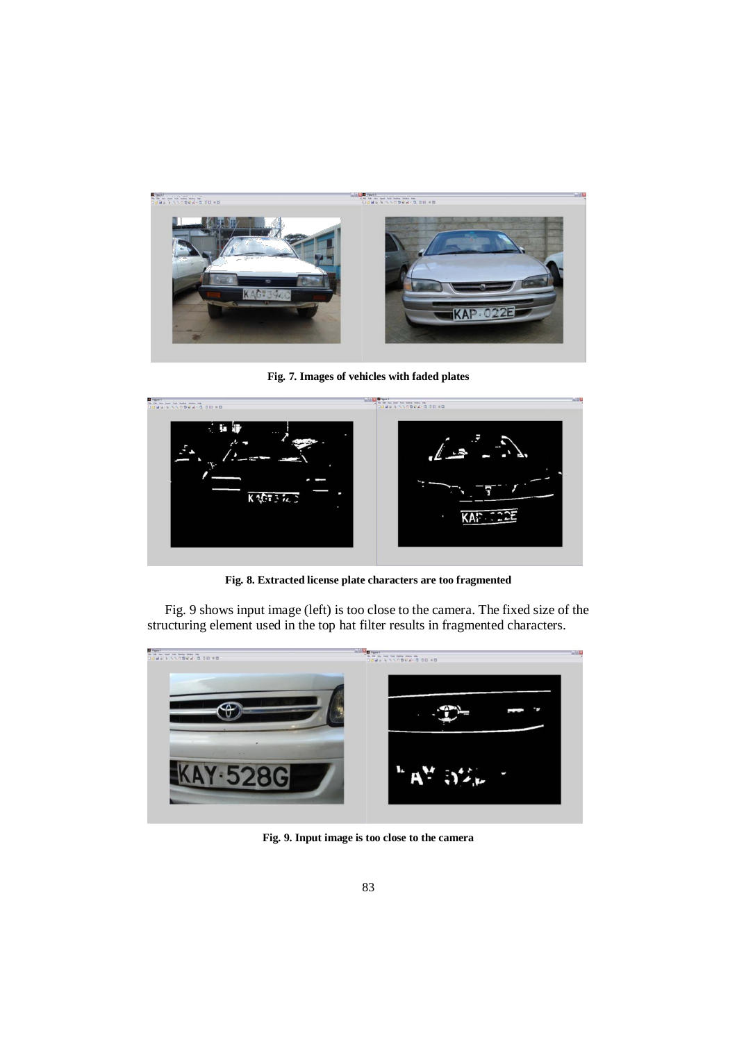Fig. 7. Images of vehicles with faded plates

Fig. 8. Extracted license plate characters are too fragmented

Fig. 9 shows input image (left) is too close to the camera. The fixed size of the structuring element used in the top hat filter results in fragmented characters.

Fig. 9. Input image is too close to the camera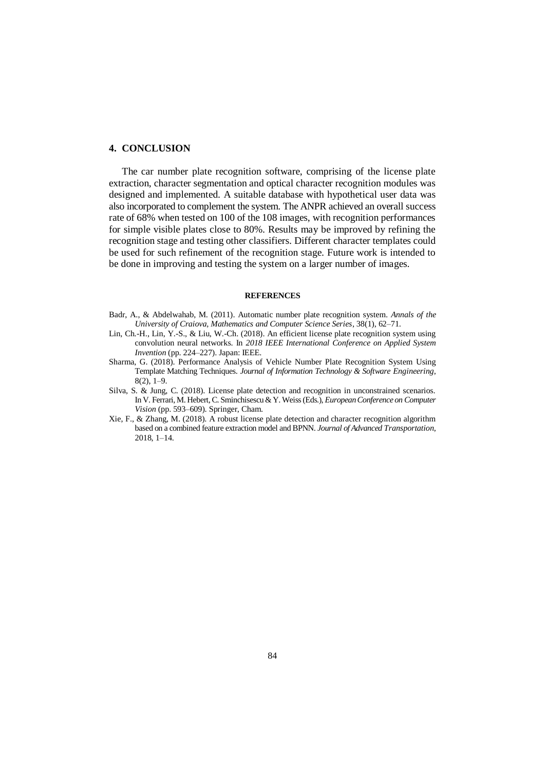## 4. CONCLUSION

The car number plate recognition software, comprising of the license plate extraction, character segmentation and optical character recognition modules was designed and implemented. A suitable database with hypothetical user data was also incorporated to complement the system. The ANPR achieved an overall success rate of 68% when tested on 100 of the 108 images, with recognition performances for simple visible plates close to 80%. Results may be improved by refining the recognition stage and testing other classifiers. Different character templates could be used for such refinement of the recognition stage. Future work is intended to be done in improving and testing the system on a larger number of images.

### REFERENCES

Badr, A., & Abdelwahab, M. (2011). Automatic number plate recognition system. *Annals of the University of Craiova, Mathematics and Computer Science Series*, 38(1), 62–71.

Lin, Ch.-H., Lin, Y.-S., & Liu, W.-Ch. (2018). An efficient license plate recognition system using convolution neural networks. In *2018 IEEE International Conference on Applied System Invention* (pp. 224–227). Japan: IEEE.

Sharma, G. (2018). Performance Analysis of Vehicle Number Plate Recognition System Using Template Matching Techniques. *Journal of Information Technology & Software Engineering*, 8(2), 1–9.

Silva, S. & Jung, C. (2018). License plate detection and recognition in unconstrained scenarios. In V. Ferrari, M. Hebert, C. Sminchisescu & Y. Weiss (Eds.), *European Conference on Computer Vision* (pp. 593–609). Springer, Cham.

Xie, F., & Zhang, M. (2018). A robust license plate detection and character recognition algorithm based on a combined feature extraction model and BPNN. *Journal of Advanced Transportation*, 2018, 1–14.